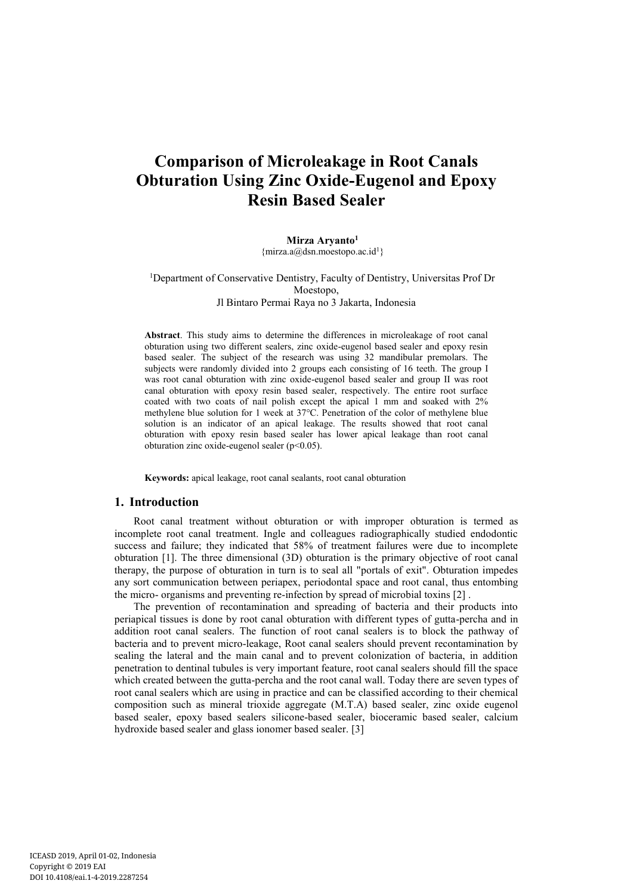# Comparison of Microleakage in Root Canals Obturation Using Zinc Oxide-Eugenol and Epoxy Resin Based Sealer

**Mirza Aryanto**[1]

{mirza.a@dsn.moestopo.ac.id[1]}

[1]Department of Conservative Dentistry, Faculty of Dentistry, Universitas Prof Dr Moestopo,
Jl Bintaro Permai Raya no 3 Jakarta, Indonesia

**Abstract**. This study aims to determine the differences in microleakage of root canal obturation using two different sealers, zinc oxide-eugenol based sealer and epoxy resin based sealer. The subject of the research was using 32 mandibular premolars. The subjects were randomly divided into 2 groups each consisting of 16 teeth. The group I was root canal obturation with zinc oxide-eugenol based sealer and group II was root canal obturation with epoxy resin based sealer, respectively. The entire root surface coated with two coats of nail polish except the apical 1 mm and soaked with 2% methylene blue solution for 1 week at 37°C. Penetration of the color of methylene blue solution is an indicator of an apical leakage. The results showed that root canal obturation with epoxy resin based sealer has lower apical leakage than root canal obturation zinc oxide-eugenol sealer ($p<0.05$).

**Keywords:** apical leakage, root canal sealants, root canal obturation

## 1. Introduction

Root canal treatment without obturation or with improper obturation is termed as incomplete root canal treatment. Ingle and colleagues radiographically studied endodontic success and failure; they indicated that 58% of treatment failures were due to incomplete obturation [1]. The three dimensional (3D) obturation is the primary objective of root canal therapy, the purpose of obturation in turn is to seal all "portals of exit". Obturation impedes any sort communication between periapex, periodontal space and root canal, thus entombing the micro- organisms and preventing re-infection by spread of microbial toxins [2] .

The prevention of recontamination and spreading of bacteria and their products into periapical tissues is done by root canal obturation with different types of gutta-percha and in addition root canal sealers. The function of root canal sealers is to block the pathway of bacteria and to prevent micro-leakage, Root canal sealers should prevent recontamination by sealing the lateral and the main canal and to prevent colonization of bacteria, in addition penetration to dentinal tubules is very important feature, root canal sealers should fill the space which created between the gutta-percha and the root canal wall. Today there are seven types of root canal sealers which are using in practice and can be classified according to their chemical composition such as mineral trioxide aggregate (M.T.A) based sealer, zinc oxide eugenol based sealer, epoxy based sealers silicone-based sealer, bioceramic based sealer, calcium hydroxide based sealer and glass ionomer based sealer. [3]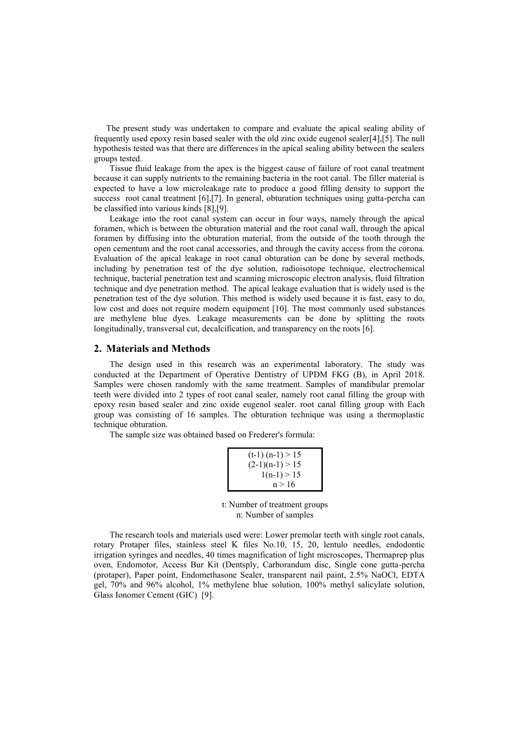The present study was undertaken to compare and evaluate the apical sealing ability of frequently used epoxy resin based sealer with the old zinc oxide eugenol sealer[4],[5]. The null hypothesis tested was that there are differences in the apical sealing ability between the sealers groups tested.

Tissue fluid leakage from the apex is the biggest cause of failure of root canal treatment because it can supply nutrients to the remaining bacteria in the root canal. The filler material is expected to have a low microleakage rate to produce a good filling density to support the success root canal treatment [6],[7]. In general, obturation techniques using gutta-percha can be classified into various kinds [8],[9].

Leakage into the root canal system can occur in four ways, namely through the apical foramen, which is between the obturation material and the root canal wall, through the apical foramen by diffusing into the obturation material, from the outside of the tooth through the open cementum and the root canal accessories, and through the cavity access from the corona. Evaluation of the apical leakage in root canal obturation can be done by several methods, including by penetration test of the dye solution, radioisotope technique, electrochemical technique, bacterial penetration test and scanning microscopic electron analysis, fluid filtration technique and dye penetration method. The apical leakage evaluation that is widely used is the penetration test of the dye solution. This method is widely used because it is fast, easy to do, low cost and does not require modern equipment [10]. The most commonly used substances are methylene blue dyes. Leakage measurements can be done by splitting the roots longitudinally, transversal cut, decalcification, and transparency on the roots [6].

## 2. Materials and Methods

The design used in this research was an experimental laboratory. The study was conducted at the Department of Operative Dentistry of UPDM FKG (B), in April 2018. Samples were chosen randomly with the same treatment. Samples of mandibular premolar teeth were divided into 2 types of root canal sealer, namely root canal filling the group with epoxy resin based sealer and zinc oxide eugenol sealer. root canal filling group with Each group was consisting of 16 samples. The obturation technique was using a thermoplastic technique obturation.

The sample size was obtained based on Frederer's formula:

$$(t-1)\,(n-1) > 15$$
$$(2-1)(n-1) > 15$$
$$1(n-1) > 15$$
$$n > 16$$

t: Number of treatment groups
n: Number of samples

The research tools and materials used were: Lower premolar teeth with single root canals, rotary Protaper files, stainless steel K files No.10, 15, 20, lentulo needles, endodontic irrigation syringes and needles, 40 times magnification of light microscopes, Thermaprep plus oven, Endomotor, Access Bur Kit (Dentsply, Carborandum disc, Single cone gutta-percha (protaper), Paper point, Endomethasone Sealer, transparent nail paint, 2.5% NaOCl, EDTA gel, 70% and 96% alcohol, 1% methylene blue solution, 100% methyl salicylate solution, Glass Ionomer Cement (GIC) [9].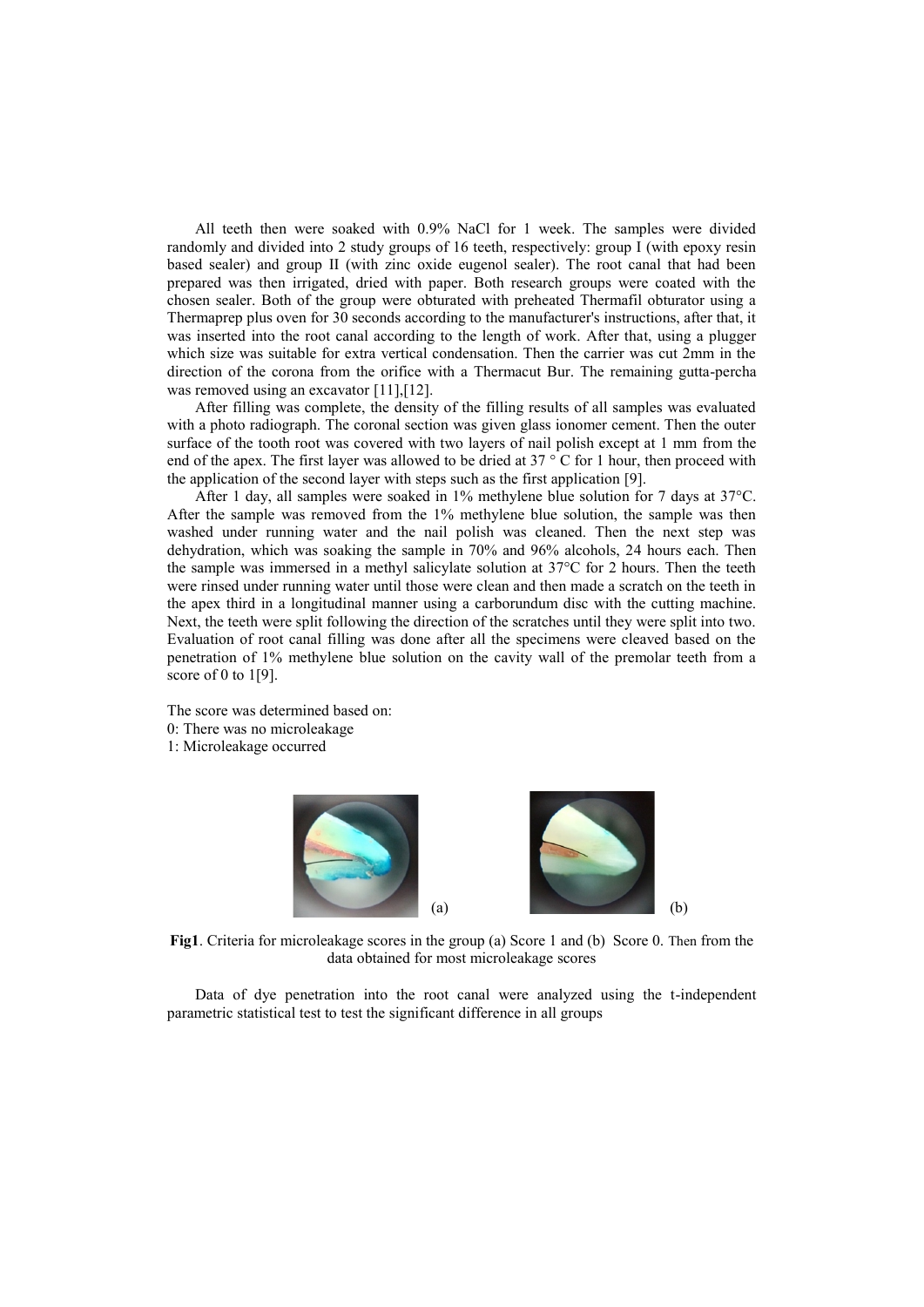All teeth then were soaked with 0.9% NaCl for 1 week. The samples were divided randomly and divided into 2 study groups of 16 teeth, respectively: group I (with epoxy resin based sealer) and group II (with zinc oxide eugenol sealer). The root canal that had been prepared was then irrigated, dried with paper. Both research groups were coated with the chosen sealer. Both of the group were obturated with preheated Thermafil obturator using a Thermaprep plus oven for 30 seconds according to the manufacturer's instructions, after that, it was inserted into the root canal according to the length of work. After that, using a plugger which size was suitable for extra vertical condensation. Then the carrier was cut 2mm in the direction of the corona from the orifice with a Thermacut Bur. The remaining gutta-percha was removed using an excavator [11],[12].

After filling was complete, the density of the filling results of all samples was evaluated with a photo radiograph. The coronal section was given glass ionomer cement. Then the outer surface of the tooth root was covered with two layers of nail polish except at 1 mm from the end of the apex. The first layer was allowed to be dried at 37 ° C for 1 hour, then proceed with the application of the second layer with steps such as the first application [9].

After 1 day, all samples were soaked in 1% methylene blue solution for 7 days at 37°C. After the sample was removed from the 1% methylene blue solution, the sample was then washed under running water and the nail polish was cleaned. Then the next step was dehydration, which was soaking the sample in 70% and 96% alcohols, 24 hours each. Then the sample was immersed in a methyl salicylate solution at 37°C for 2 hours. Then the teeth were rinsed under running water until those were clean and then made a scratch on the teeth in the apex third in a longitudinal manner using a carborundum disc with the cutting machine. Next, the teeth were split following the direction of the scratches until they were split into two. Evaluation of root canal filling was done after all the specimens were cleaved based on the penetration of 1% methylene blue solution on the cavity wall of the premolar teeth from a score of 0 to 1[9].

The score was determined based on:
0: There was no microleakage
1: Microleakage occurred

(a) (b)

**Fig1**. Criteria for microleakage scores in the group (a) Score 1 and (b) Score 0. Then from the data obtained for most microleakage scores

Data of dye penetration into the root canal were analyzed using the t-independent parametric statistical test to test the significant difference in all groups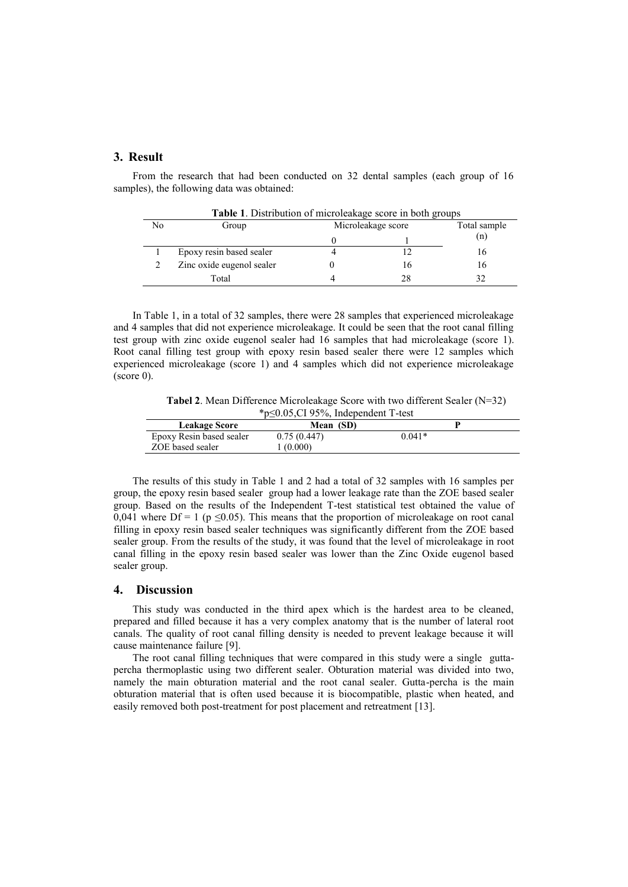## 3. Result

From the research that had been conducted on 32 dental samples (each group of 16 samples), the following data was obtained:

**Table 1**. Distribution of microleakage score in both groups

| No | Group | Microleakage score | | Total sample (n) |
|---|---|---|---|---|
| | | 0 | 1 | |
| 1 | Epoxy resin based sealer | 4 | 12 | 16 |
| 2 | Zinc oxide eugenol sealer | 0 | 16 | 16 |
| | Total | 4 | 28 | 32 |

In Table 1, in a total of 32 samples, there were 28 samples that experienced microleakage and 4 samples that did not experience microleakage. It could be seen that the root canal filling test group with zinc oxide eugenol sealer had 16 samples that had microleakage (score 1). Root canal filling test group with epoxy resin based sealer there were 12 samples which experienced microleakage (score 1) and 4 samples which did not experience microleakage (score 0).

**Tabel 2**. Mean Difference Microleakage Score with two different Sealer (N=32)
*$p \leq 0.05$,CI 95%, Independent T-test

| Leakage Score | Mean (SD) | P |
|---|---|---|
| Epoxy Resin based sealer | 0.75 (0.447) | 0.041* |
| ZOE based sealer | 1 (0.000) | |

The results of this study in Table 1 and 2 had a total of 32 samples with 16 samples per group, the epoxy resin based sealer group had a lower leakage rate than the ZOE based sealer group. Based on the results of the Independent T-test statistical test obtained the value of 0,041 where Df = 1 ($p \leq 0.05$). This means that the proportion of microleakage on root canal filling in epoxy resin based sealer techniques was significantly different from the ZOE based sealer group. From the results of the study, it was found that the level of microleakage in root canal filling in the epoxy resin based sealer was lower than the Zinc Oxide eugenol based sealer group.

## 4. Discussion

This study was conducted in the third apex which is the hardest area to be cleaned, prepared and filled because it has a very complex anatomy that is the number of lateral root canals. The quality of root canal filling density is needed to prevent leakage because it will cause maintenance failure [9].

The root canal filling techniques that were compared in this study were a single gutta-percha thermoplastic using two different sealer. Obturation material was divided into two, namely the main obturation material and the root canal sealer. Gutta-percha is the main obturation material that is often used because it is biocompatible, plastic when heated, and easily removed both post-treatment for post placement and retreatment [13].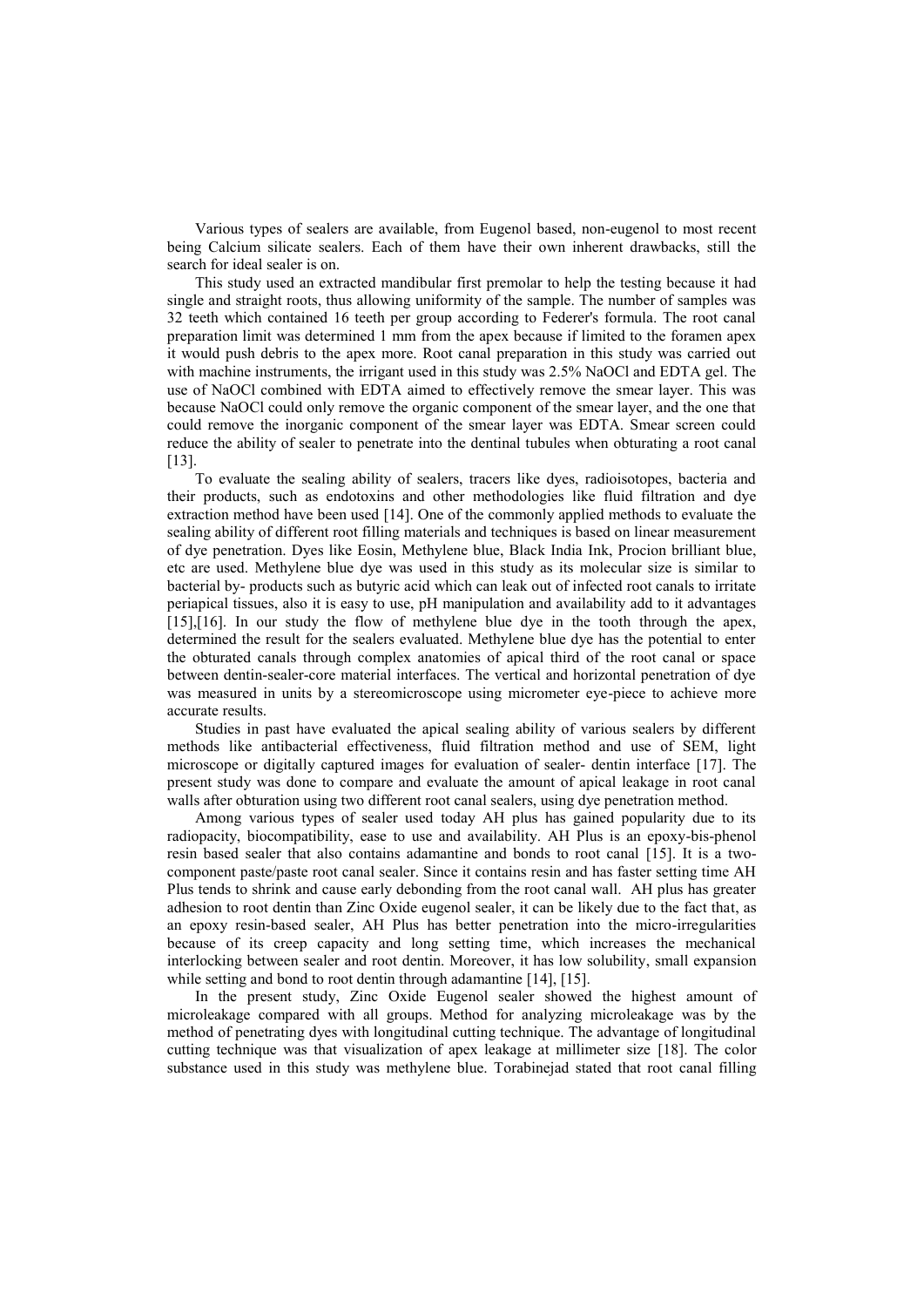Various types of sealers are available, from Eugenol based, non-eugenol to most recent being Calcium silicate sealers. Each of them have their own inherent drawbacks, still the search for ideal sealer is on.

This study used an extracted mandibular first premolar to help the testing because it had single and straight roots, thus allowing uniformity of the sample. The number of samples was 32 teeth which contained 16 teeth per group according to Federer's formula. The root canal preparation limit was determined 1 mm from the apex because if limited to the foramen apex it would push debris to the apex more. Root canal preparation in this study was carried out with machine instruments, the irrigant used in this study was 2.5% NaOCl and EDTA gel. The use of NaOCl combined with EDTA aimed to effectively remove the smear layer. This was because NaOCl could only remove the organic component of the smear layer, and the one that could remove the inorganic component of the smear layer was EDTA. Smear screen could reduce the ability of sealer to penetrate into the dentinal tubules when obturating a root canal [13].

To evaluate the sealing ability of sealers, tracers like dyes, radioisotopes, bacteria and their products, such as endotoxins and other methodologies like fluid filtration and dye extraction method have been used [14]. One of the commonly applied methods to evaluate the sealing ability of different root filling materials and techniques is based on linear measurement of dye penetration. Dyes like Eosin, Methylene blue, Black India Ink, Procion brilliant blue, etc are used. Methylene blue dye was used in this study as its molecular size is similar to bacterial by- products such as butyric acid which can leak out of infected root canals to irritate periapical tissues, also it is easy to use, pH manipulation and availability add to it advantages [15],[16]. In our study the flow of methylene blue dye in the tooth through the apex, determined the result for the sealers evaluated. Methylene blue dye has the potential to enter the obturated canals through complex anatomies of apical third of the root canal or space between dentin-sealer-core material interfaces. The vertical and horizontal penetration of dye was measured in units by a stereomicroscope using micrometer eye-piece to achieve more accurate results.

Studies in past have evaluated the apical sealing ability of various sealers by different methods like antibacterial effectiveness, fluid filtration method and use of SEM, light microscope or digitally captured images for evaluation of sealer- dentin interface [17]. The present study was done to compare and evaluate the amount of apical leakage in root canal walls after obturation using two different root canal sealers, using dye penetration method.

Among various types of sealer used today AH plus has gained popularity due to its radiopacity, biocompatibility, ease to use and availability. AH Plus is an epoxy-bis-phenol resin based sealer that also contains adamantine and bonds to root canal [15]. It is a two-component paste/paste root canal sealer. Since it contains resin and has faster setting time AH Plus tends to shrink and cause early debonding from the root canal wall. AH plus has greater adhesion to root dentin than Zinc Oxide eugenol sealer, it can be likely due to the fact that, as an epoxy resin-based sealer, AH Plus has better penetration into the micro-irregularities because of its creep capacity and long setting time, which increases the mechanical interlocking between sealer and root dentin. Moreover, it has low solubility, small expansion while setting and bond to root dentin through adamantine [14], [15].

In the present study, Zinc Oxide Eugenol sealer showed the highest amount of microleakage compared with all groups. Method for analyzing microleakage was by the method of penetrating dyes with longitudinal cutting technique. The advantage of longitudinal cutting technique was that visualization of apex leakage at millimeter size [18]. The color substance used in this study was methylene blue. Torabinejad stated that root canal filling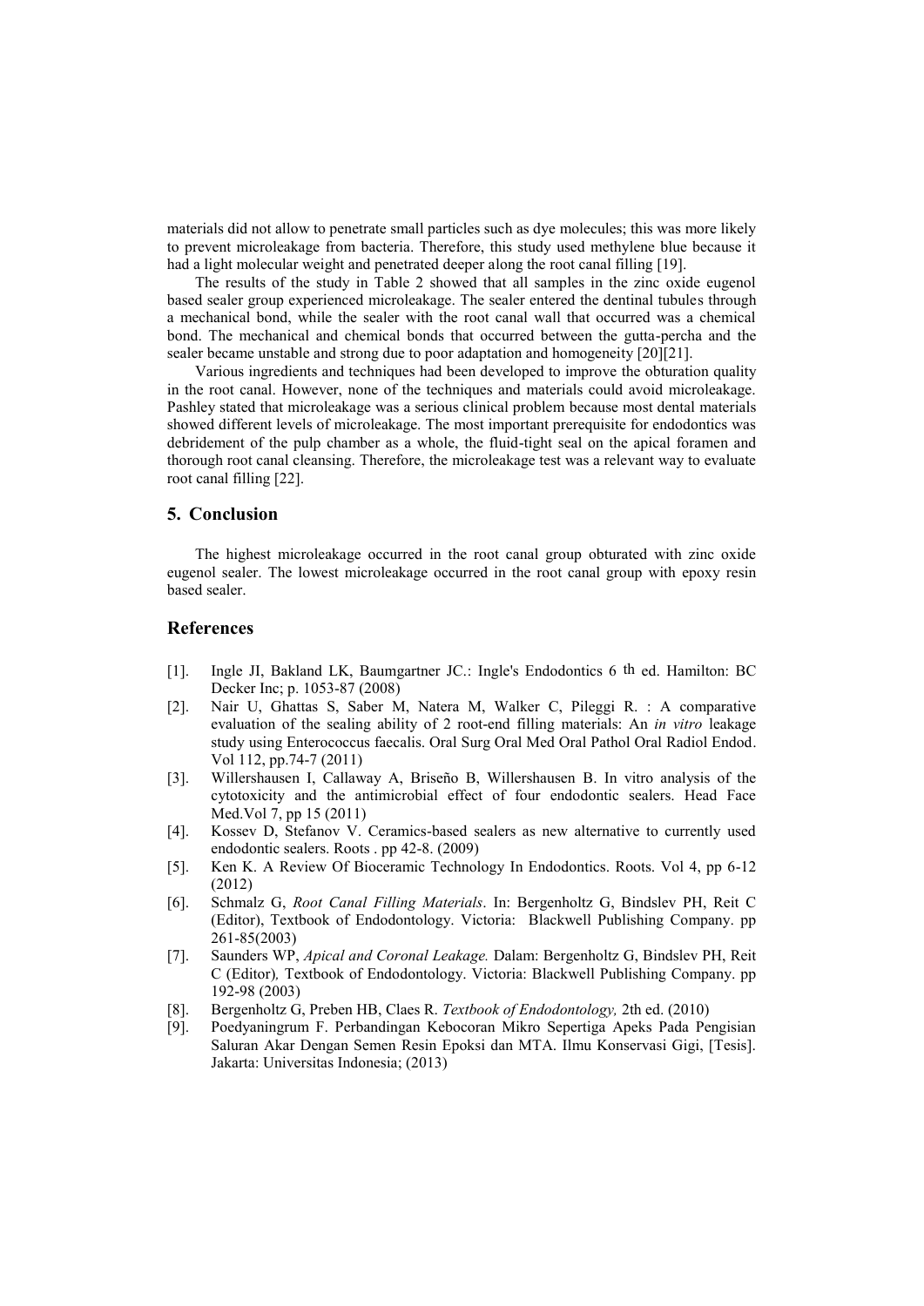materials did not allow to penetrate small particles such as dye molecules; this was more likely to prevent microleakage from bacteria. Therefore, this study used methylene blue because it had a light molecular weight and penetrated deeper along the root canal filling [19].

The results of the study in Table 2 showed that all samples in the zinc oxide eugenol based sealer group experienced microleakage. The sealer entered the dentinal tubules through a mechanical bond, while the sealer with the root canal wall that occurred was a chemical bond. The mechanical and chemical bonds that occurred between the gutta-percha and the sealer became unstable and strong due to poor adaptation and homogeneity [20][21].

Various ingredients and techniques had been developed to improve the obturation quality in the root canal. However, none of the techniques and materials could avoid microleakage. Pashley stated that microleakage was a serious clinical problem because most dental materials showed different levels of microleakage. The most important prerequisite for endodontics was debridement of the pulp chamber as a whole, the fluid-tight seal on the apical foramen and thorough root canal cleansing. Therefore, the microleakage test was a relevant way to evaluate root canal filling [22].

## 5. Conclusion

The highest microleakage occurred in the root canal group obturated with zinc oxide eugenol sealer. The lowest microleakage occurred in the root canal group with epoxy resin based sealer.

## References

[1]. Ingle JI, Bakland LK, Baumgartner JC.: Ingle's Endodontics 6 th ed. Hamilton: BC Decker Inc; p. 1053-87 (2008)

[2]. Nair U, Ghattas S, Saber M, Natera M, Walker C, Pileggi R. : A comparative evaluation of the sealing ability of 2 root-end filling materials: An *in vitro* leakage study using Enterococcus faecalis. Oral Surg Oral Med Oral Pathol Oral Radiol Endod. Vol 112, pp.74-7 (2011)

[3]. Willershausen I, Callaway A, Briseño B, Willershausen B. In vitro analysis of the cytotoxicity and the antimicrobial effect of four endodontic sealers. Head Face Med.Vol 7, pp 15 (2011)

[4]. Kossev D, Stefanov V. Ceramics-based sealers as new alternative to currently used endodontic sealers. Roots . pp 42-8. (2009)

[5]. Ken K. A Review Of Bioceramic Technology In Endodontics. Roots. Vol 4, pp 6-12 (2012)

[6]. Schmalz G, *Root Canal Filling Materials*. In: Bergenholtz G, Bindslev PH, Reit C (Editor), Textbook of Endodontology. Victoria: Blackwell Publishing Company. pp 261-85(2003)

[7]. Saunders WP, *Apical and Coronal Leakage.* Dalam: Bergenholtz G, Bindslev PH, Reit C (Editor)*,* Textbook of Endodontology. Victoria: Blackwell Publishing Company. pp 192-98 (2003)

[8]. Bergenholtz G, Preben HB, Claes R. *Textbook of Endodontology,* 2th ed. (2010)

[9]. Poedyaningrum F. Perbandingan Kebocoran Mikro Sepertiga Apeks Pada Pengisian Saluran Akar Dengan Semen Resin Epoksi dan MTA. Ilmu Konservasi Gigi, [Tesis]. Jakarta: Universitas Indonesia; (2013)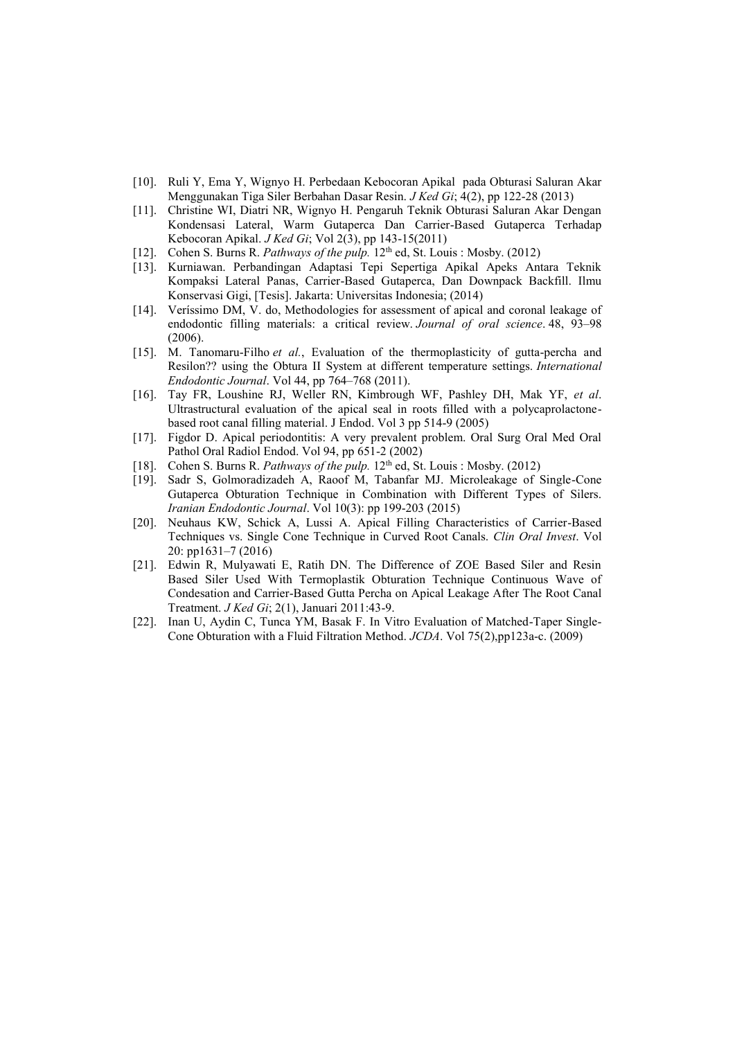[10]. Ruli Y, Ema Y, Wignyo H. Perbedaan Kebocoran Apikal pada Obturasi Saluran Akar Menggunakan Tiga Siler Berbahan Dasar Resin. *J Ked Gi*; 4(2), pp 122-28 (2013)

[11]. Christine WI, Diatri NR, Wignyo H. Pengaruh Teknik Obturasi Saluran Akar Dengan Kondensasi Lateral, Warm Gutaperca Dan Carrier-Based Gutaperca Terhadap Kebocoran Apikal. *J Ked Gi*; Vol 2(3), pp 143-15(2011)

[12]. Cohen S. Burns R. *Pathways of the pulp.* 12th ed, St. Louis : Mosby. (2012)

[13]. Kurniawan. Perbandingan Adaptasi Tepi Sepertiga Apikal Apeks Antara Teknik Kompaksi Lateral Panas, Carrier-Based Gutaperca, Dan Downpack Backfill. Ilmu Konservasi Gigi, [Tesis]. Jakarta: Universitas Indonesia; (2014)

[14]. Veríssimo DM, V. do, Methodologies for assessment of apical and coronal leakage of endodontic filling materials: a critical review. *Journal of oral science*. 48, 93–98 (2006).

[15]. M. Tanomaru-Filho *et al.*, Evaluation of the thermoplasticity of gutta-percha and Resilon?? using the Obtura II System at different temperature settings. *International Endodontic Journal*. Vol 44, pp 764–768 (2011).

[16]. Tay FR, Loushine RJ, Weller RN, Kimbrough WF, Pashley DH, Mak YF, *et al*. Ultrastructural evaluation of the apical seal in roots filled with a polycaprolactone-based root canal filling material. J Endod. Vol 3 pp 514-9 (2005)

[17]. Figdor D. Apical periodontitis: A very prevalent problem. Oral Surg Oral Med Oral Pathol Oral Radiol Endod. Vol 94, pp 651-2 (2002)

[18]. Cohen S. Burns R. *Pathways of the pulp.* 12th ed, St. Louis : Mosby. (2012)

[19]. Sadr S, Golmoradizadeh A, Raoof M, Tabanfar MJ. Microleakage of Single-Cone Gutaperca Obturation Technique in Combination with Different Types of Silers. *Iranian Endodontic Journal*. Vol 10(3): pp 199-203 (2015)

[20]. Neuhaus KW, Schick A, Lussi A. Apical Filling Characteristics of Carrier-Based Techniques vs. Single Cone Technique in Curved Root Canals. *Clin Oral Invest*. Vol 20: pp1631–7 (2016)

[21]. Edwin R, Mulyawati E, Ratih DN. The Difference of ZOE Based Siler and Resin Based Siler Used With Termoplastik Obturation Technique Continuous Wave of Condesation and Carrier-Based Gutta Percha on Apical Leakage After The Root Canal Treatment. *J Ked Gi*; 2(1), Januari 2011:43-9.

[22]. Inan U, Aydin C, Tunca YM, Basak F. In Vitro Evaluation of Matched-Taper Single-Cone Obturation with a Fluid Filtration Method. *JCDA*. Vol 75(2),pp123a-c. (2009)